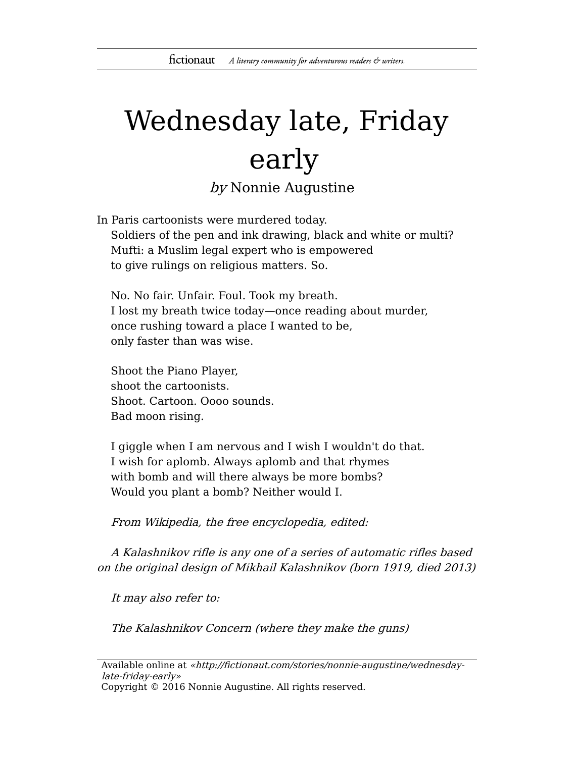# Wednesday late, Friday early

*by* Nonnie Augustine

In Paris cartoonists were murdered today.
Soldiers of the pen and ink drawing, black and white or multi?
Mufti: a Muslim legal expert who is empowered
to give rulings on religious matters. So.

No. No fair. Unfair. Foul. Took my breath.
I lost my breath twice today—once reading about murder,
once rushing toward a place I wanted to be,
only faster than was wise.

Shoot the Piano Player,
shoot the cartoonists.
Shoot. Cartoon. Oooo sounds.
Bad moon rising.

I giggle when I am nervous and I wish I wouldn't do that.
I wish for aplomb. Always aplomb and that rhymes
with bomb and will there always be more bombs?
Would you plant a bomb? Neither would I.

*From Wikipedia, the free encyclopedia, edited:*

*A Kalashnikov rifle is any one of a series of automatic rifles based on the original design of Mikhail Kalashnikov (born 1919, died 2013)*

*It may also refer to:*

*The Kalashnikov Concern (where they make the guns)*

Available online at *«http://fictionaut.com/stories/nonnie-augustine/wednesday-late-friday-early»*
Copyright © 2016 Nonnie Augustine. All rights reserved.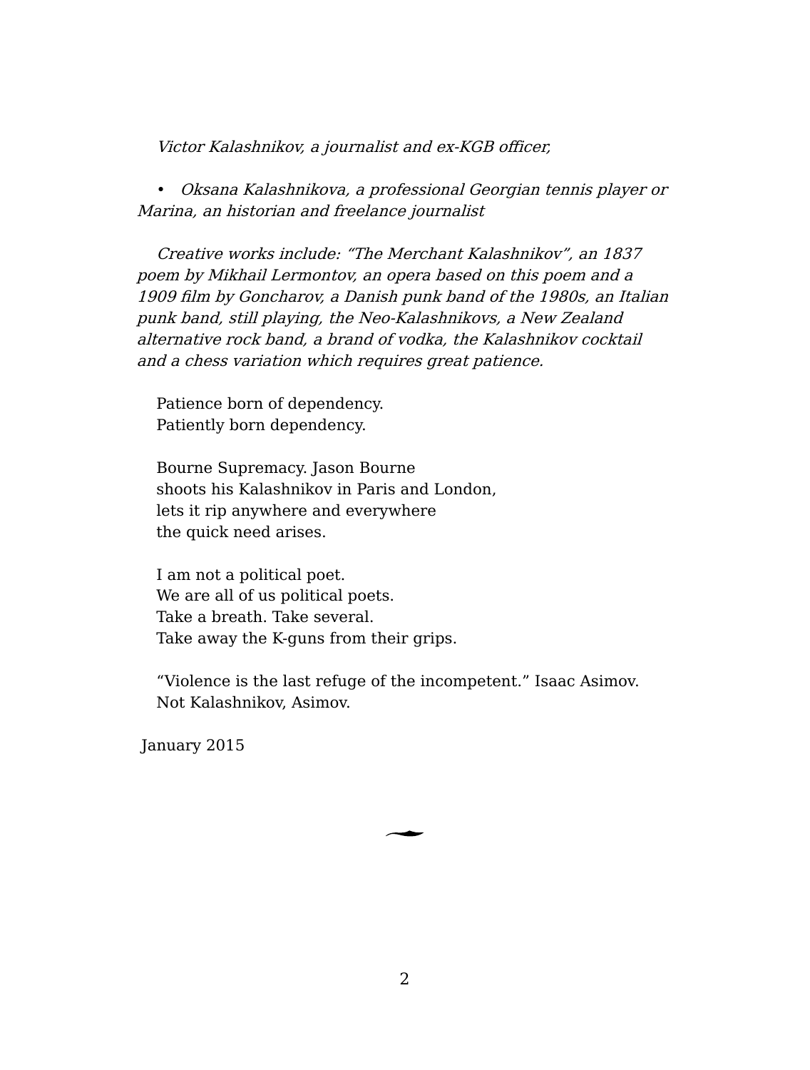*Victor Kalashnikov, a journalist and ex-KGB officer,*

- *Oksana Kalashnikova, a professional Georgian tennis player or Marina, an historian and freelance journalist*

*Creative works include: “The Merchant Kalashnikov”, an 1837 poem by Mikhail Lermontov, an opera based on this poem and a 1909 film by Goncharov, a Danish punk band of the 1980s, an Italian punk band, still playing, the Neo-Kalashnikovs, a New Zealand alternative rock band, a brand of vodka, the Kalashnikov cocktail and a chess variation which requires great patience.*

Patience born of dependency.
Patiently born dependency.

Bourne Supremacy. Jason Bourne
shoots his Kalashnikov in Paris and London,
lets it rip anywhere and everywhere
the quick need arises.

I am not a political poet.
We are all of us political poets.
Take a breath. Take several.
Take away the K-guns from their grips.

“Violence is the last refuge of the incompetent.” Isaac Asimov.
Not Kalashnikov, Asimov.

January 2015